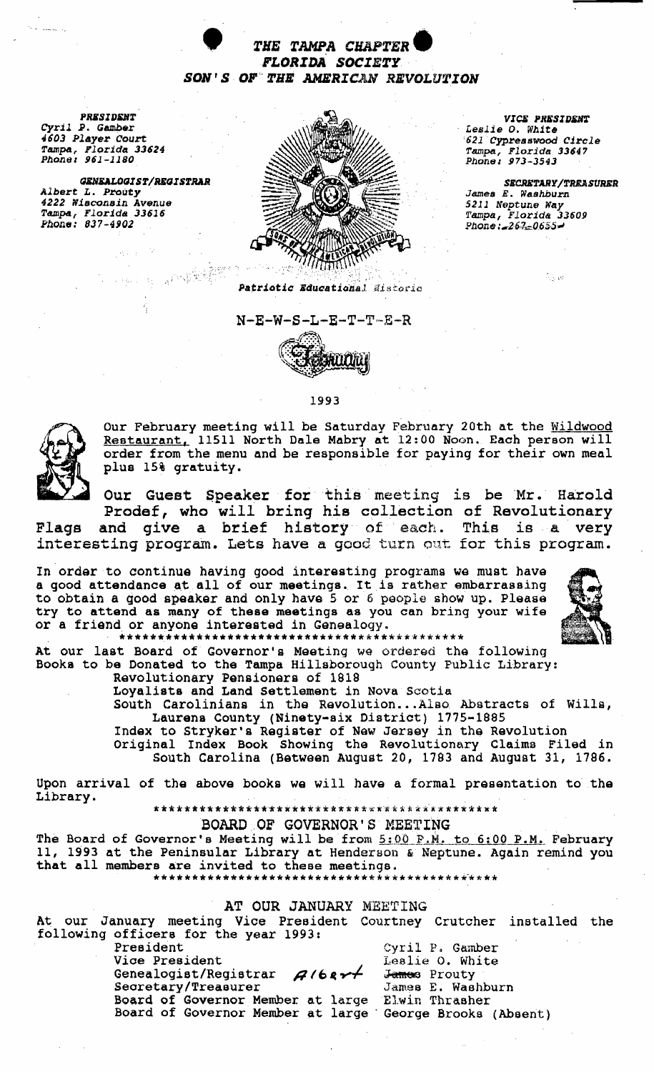# THE TAMPA CHAPTER
## FLORIDA SOCIETY
## SON'S OF THE AMERICAN REVOLUTION

***PRESIDENT***
*Cyril P. Gamber*
*4603 Player Court*
*Tampa, Florida 33624*
*Phone: 961-1180*

***GENEALOGIST/REGISTRAR***
*Albert L. Prouty*
*4222 Wisconsin Avenue*
*Tampa, Florida 33616*
*Phone: 837-4902*

***VICE PRESIDENT***
*Leslie O. White*
*621 Cypresswood Circle*
*Tampa, Florida 33647*
*Phone: 973-3543*

***SECRETARY/TREASURER***
*James E. Washburn*
*5211 Neptune Way*
*Tampa, Florida 33609*
*Phone: 267-0655*

*Patriotic Educational Historic*

N-E-W-S-L-E-T-T-E-R

February

1993

Our February meeting will be Saturday February 20th at the Wildwood Restaurant, 11511 North Dale Mabry at 12:00 Noon. Each person will order from the menu and be responsible for paying for their own meal plus 15% gratuity.

**Our Guest Speaker for this meeting is be Mr. Harold Prodef, who will bring his collection of Revolutionary Flags and give a brief history of each. This is a very interesting program. Lets have a good turn out for this program.**

In order to continue having good interesting programs we must have a good attendance at all of our meetings. It is rather embarrassing to obtain a good speaker and only have 5 or 6 people show up. Please try to attend as many of these meetings as you can bring your wife or a friend or anyone interested in Genealogy.

*********************************************

At our last Board of Governor's Meeting we ordered the following Books to be Donated to the Tampa Hillsborough County Public Library:

- Revolutionary Pensioners of 1818
- Loyalists and Land Settlement in Nova Scotia
- South Carolinians in the Revolution...Also Abstracts of Wills, Laurens County (Ninety-six District) 1775-1885
- Index to Stryker's Register of New Jersey in the Revolution
- Original Index Book Showing the Revolutionary Claims Filed in South Carolina (Between August 20, 1783 and August 31, 1786.

Upon arrival of the above books we will have a formal presentation to the Library.

*********************************************

## BOARD OF GOVERNOR'S MEETING

The Board of Governor's Meeting will be from 5:00 P.M. to 6:00 P.M. February 11, 1993 at the Peninsular Library at Henderson & Neptune. Again remind you that all members are invited to these meetings.

*********************************************

## AT OUR JANUARY MEETING

At our January meeting Vice President Courtney Crutcher installed the following officers for the year 1993:

| | |
|---|---|
| President | Cyril P. Gamber |
| Vice President | Leslie O. White |
| Genealogist/Registrar | ~~James~~ Albert Prouty |
| Secretary/Treasurer | James E. Washburn |
| Board of Governor Member at large | Elwin Thrasher |
| Board of Governor Member at large | George Brooks (Absent) |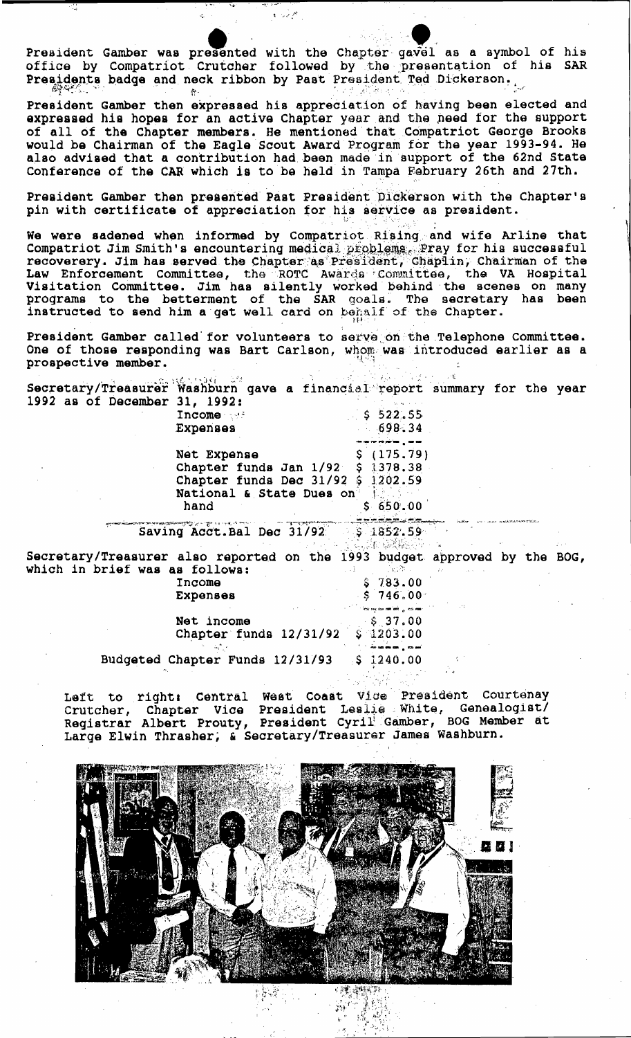President Gamber was presented with the Chapter gavel as a symbol of his office by Compatriot Crutcher followed by the presentation of his SAR Presidents badge and neck ribbon by Past President Ted Dickerson.

President Gamber then expressed his appreciation of having been elected and expressed his hopes for an active Chapter year and the need for the support of all of the Chapter members. He mentioned that Compatriot George Brooks would be Chairman of the Eagle Scout Award Program for the year 1993-94. He also advised that a contribution had been made in support of the 62nd State Conference of the CAR which is to be held in Tampa February 26th and 27th.

President Gamber then presented Past President Dickerson with the Chapter's pin with certificate of appreciation for his service as president.

We were sadened when informed by Compatriot Rising and wife Arline that Compatriot Jim Smith's encountering medical problems. Pray for his successful recoverery. Jim has served the Chapter as President, Chaplin, Chairman of the Law Enforcement Committee, the ROTC Awards Committee, the VA Hospital Visitation Committee. Jim has silently worked behind the scenes on many programs to the betterment of the SAR goals. The secretary has been instructed to send him a get well card on behalf of the Chapter.

President Gamber called for volunteers to serve on the Telephone Committee. One of those responding was Bart Carlson, whom was introduced earlier as a prospective member.

Secretary/Treasurer Washburn gave a financial report summary for the year 1992 as of December 31, 1992:

| | |
|---|---|
| Income | $ 522.55 |
| Expenses | 698.34 |
| Net Expense | $ (175.79) |
| Chapter funds Jan 1/92 | $ 1378.38 |
| Chapter funds Dec 31/92 | $ 1202.59 |
| National & State Dues on hand | $ 650.00 |
| Saving Acct.Bal Dec 31/92 | $ 1852.59 |

Secretary/Treasurer also reported on the 1993 budget approved by the BOG, which in brief was as follows:

| | |
|---|---|
| Income | $ 783.00 |
| Expenses | $ 746.00 |
| Net income | $ 37.00 |
| Chapter funds 12/31/92 | $ 1203.00 |
| Budgeted Chapter Funds 12/31/93 | $ 1240.00 |

Left to right: Central West Coast Vice President Courtenay Crutcher, Chapter Vice President Leslie White, Genealogist/ Registrar Albert Prouty, President Cyril Gamber, BOG Member at Large Elwin Thrasher, & Secretary/Treasurer James Washburn.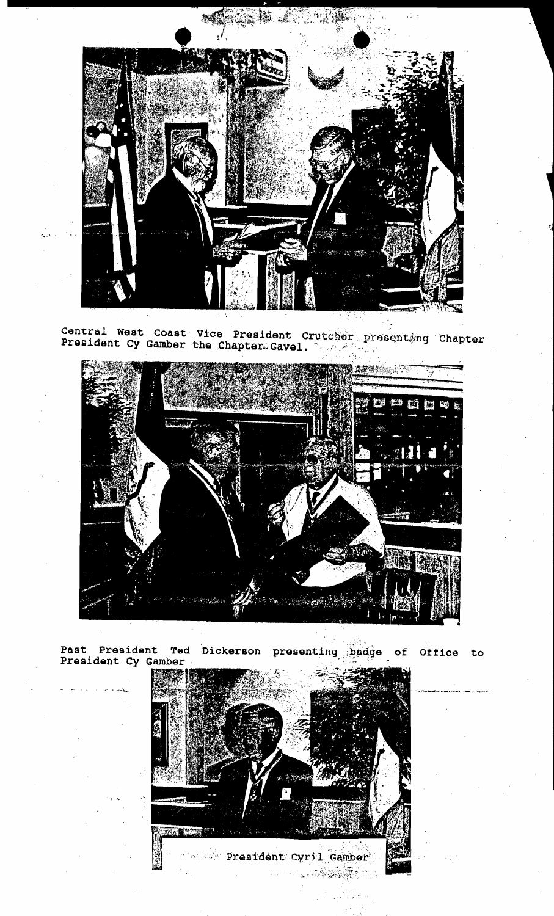Central West Coast Vice President Crutcher presenting Chapter President Cy Gamber the Chapter Gavel.

Past President Ted Dickerson presenting badge of Office to President Cy Gamber

President Cyril Gamber